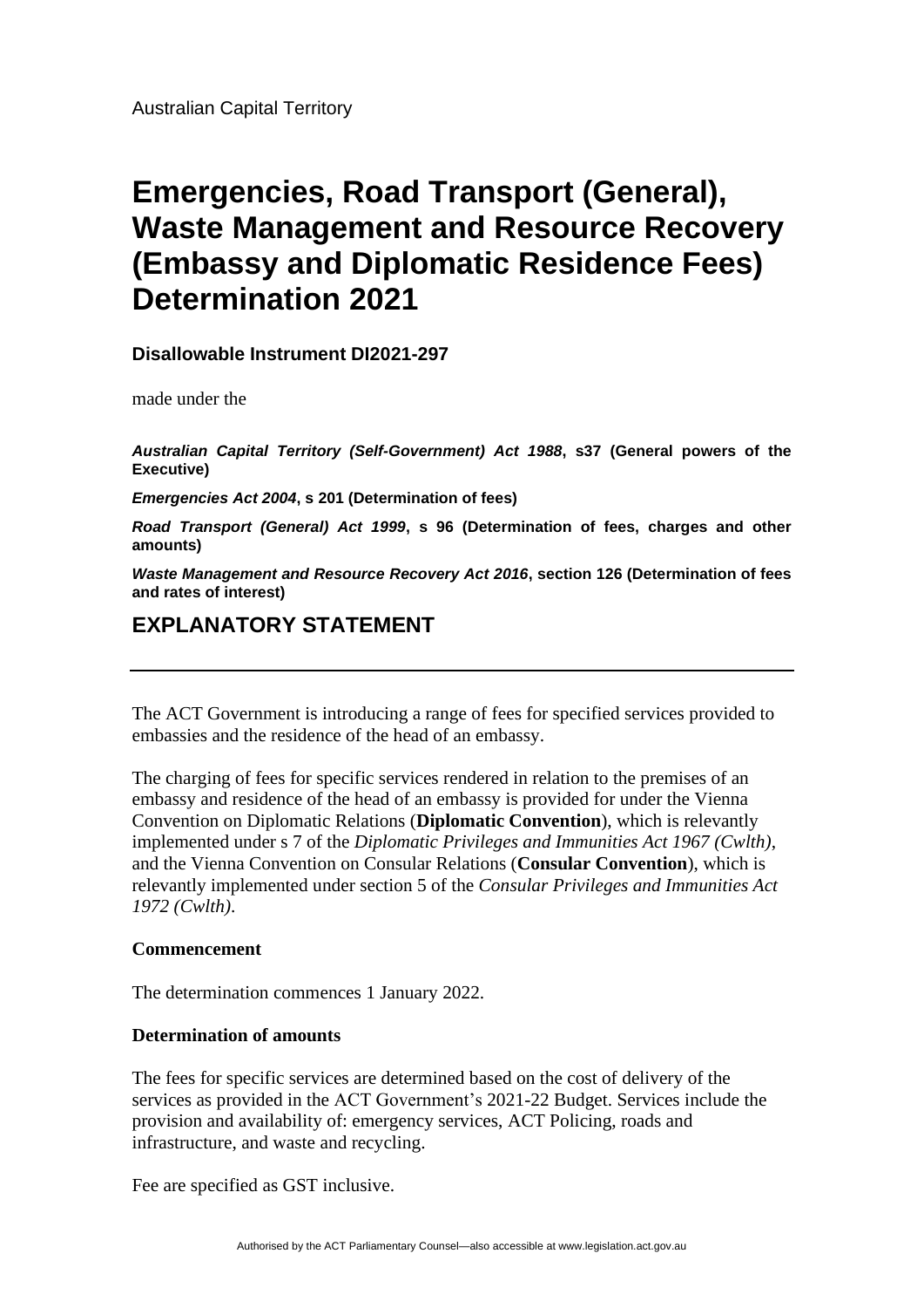Australian Capital Territory

# Emergencies, Road Transport (General), Waste Management and Resource Recovery (Embassy and Diplomatic Residence Fees) Determination 2021

**Disallowable Instrument DI2021-297**

made under the

***Australian Capital Territory (Self-Government) Act 1988*, s37 (General powers of the Executive)**

***Emergencies Act 2004*, s 201 (Determination of fees)**

***Road Transport (General) Act 1999*, s 96 (Determination of fees, charges and other amounts)**

***Waste Management and Resource Recovery Act 2016*, section 126 (Determination of fees and rates of interest)**

## EXPLANATORY STATEMENT

---

The ACT Government is introducing a range of fees for specified services provided to embassies and the residence of the head of an embassy.

The charging of fees for specific services rendered in relation to the premises of an embassy and residence of the head of an embassy is provided for under the Vienna Convention on Diplomatic Relations (**Diplomatic Convention**), which is relevantly implemented under s 7 of the *Diplomatic Privileges and Immunities Act 1967 (Cwlth)*, and the Vienna Convention on Consular Relations (**Consular Convention**), which is relevantly implemented under section 5 of the *Consular Privileges and Immunities Act 1972 (Cwlth)*.

**Commencement**

The determination commences 1 January 2022.

**Determination of amounts**

The fees for specific services are determined based on the cost of delivery of the services as provided in the ACT Government's 2021-22 Budget. Services include the provision and availability of: emergency services, ACT Policing, roads and infrastructure, and waste and recycling.

Fee are specified as GST inclusive.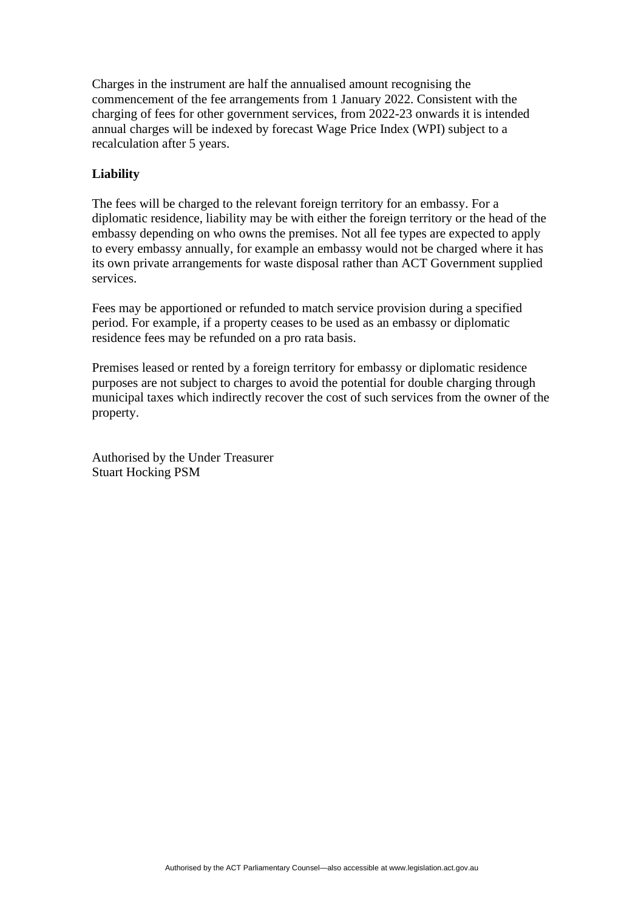Charges in the instrument are half the annualised amount recognising the commencement of the fee arrangements from 1 January 2022. Consistent with the charging of fees for other government services, from 2022-23 onwards it is intended annual charges will be indexed by forecast Wage Price Index (WPI) subject to a recalculation after 5 years.

**Liability**

The fees will be charged to the relevant foreign territory for an embassy. For a diplomatic residence, liability may be with either the foreign territory or the head of the embassy depending on who owns the premises. Not all fee types are expected to apply to every embassy annually, for example an embassy would not be charged where it has its own private arrangements for waste disposal rather than ACT Government supplied services.

Fees may be apportioned or refunded to match service provision during a specified period. For example, if a property ceases to be used as an embassy or diplomatic residence fees may be refunded on a pro rata basis.

Premises leased or rented by a foreign territory for embassy or diplomatic residence purposes are not subject to charges to avoid the potential for double charging through municipal taxes which indirectly recover the cost of such services from the owner of the property.

Authorised by the Under Treasurer
Stuart Hocking PSM